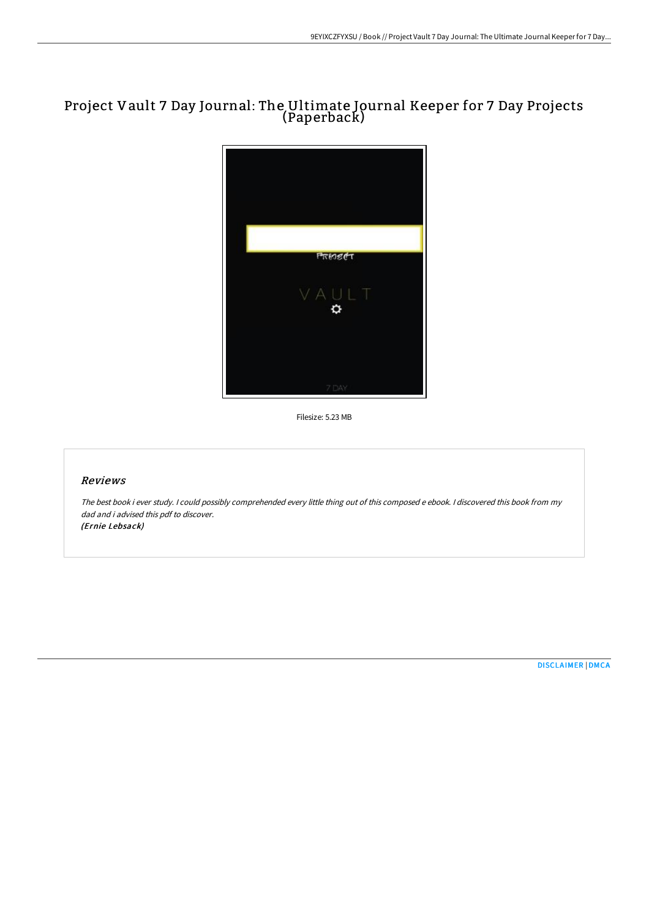# Project Vault 7 Day Journal: The Ultimate Journal Keeper for 7 Day Projects (Paperback)

Filesize: 5.23 MB

## Reviews

*The best book i ever study. I could possibly comprehended every little thing out of this composed e ebook. I discovered this book from my dad and i advised this pdf to discover.*
*(Ernie Lebsack)*

DISCLAIMER | DMCA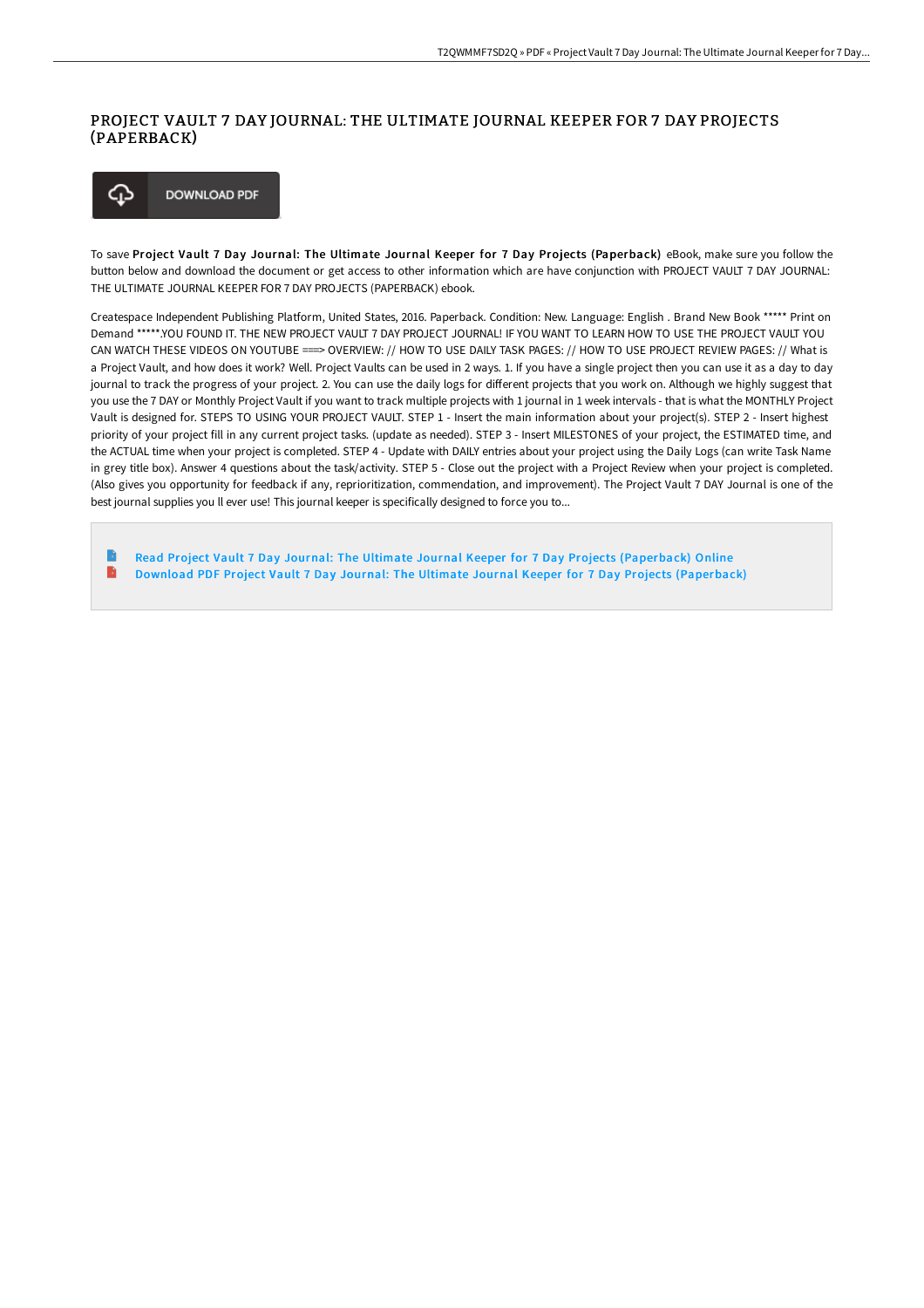# PROJECT VAULT 7 DAY JOURNAL: THE ULTIMATE JOURNAL KEEPER FOR 7 DAY PROJECTS (PAPERBACK)

DOWNLOAD PDF

To save **Project Vault 7 Day Journal: The Ultimate Journal Keeper for 7 Day Projects (Paperback)** eBook, make sure you follow the button below and download the document or get access to other information which are have conjunction with PROJECT VAULT 7 DAY JOURNAL: THE ULTIMATE JOURNAL KEEPER FOR 7 DAY PROJECTS (PAPERBACK) ebook.

Createspace Independent Publishing Platform, United States, 2016. Paperback. Condition: New. Language: English . Brand New Book ***** Print on Demand *****.YOU FOUND IT. THE NEW PROJECT VAULT 7 DAY PROJECT JOURNAL! IF YOU WANT TO LEARN HOW TO USE THE PROJECT VAULT YOU CAN WATCH THESE VIDEOS ON YOUTUBE ===> OVERVIEW: // HOW TO USE DAILY TASK PAGES: // HOW TO USE PROJECT REVIEW PAGES: // What is a Project Vault, and how does it work? Well. Project Vaults can be used in 2 ways. 1. If you have a single project then you can use it as a day to day journal to track the progress of your project. 2. You can use the daily logs for different projects that you work on. Although we highly suggest that you use the 7 DAY or Monthly Project Vault if you want to track multiple projects with 1 journal in 1 week intervals - that is what the MONTHLY Project Vault is designed for. STEPS TO USING YOUR PROJECT VAULT. STEP 1 - Insert the main information about your project(s). STEP 2 - Insert highest priority of your project fill in any current project tasks. (update as needed). STEP 3 - Insert MILESTONES of your project, the ESTIMATED time, and the ACTUAL time when your project is completed. STEP 4 - Update with DAILY entries about your project using the Daily Logs (can write Task Name in grey title box). Answer 4 questions about the task/activity. STEP 5 - Close out the project with a Project Review when your project is completed. (Also gives you opportunity for feedback if any, reprioritization, commendation, and improvement). The Project Vault 7 DAY Journal is one of the best journal supplies you ll ever use! This journal keeper is specifically designed to force you to...

- Read Project Vault 7 Day Journal: The Ultimate Journal Keeper for 7 Day Projects (Paperback) Online
- Download PDF Project Vault 7 Day Journal: The Ultimate Journal Keeper for 7 Day Projects (Paperback)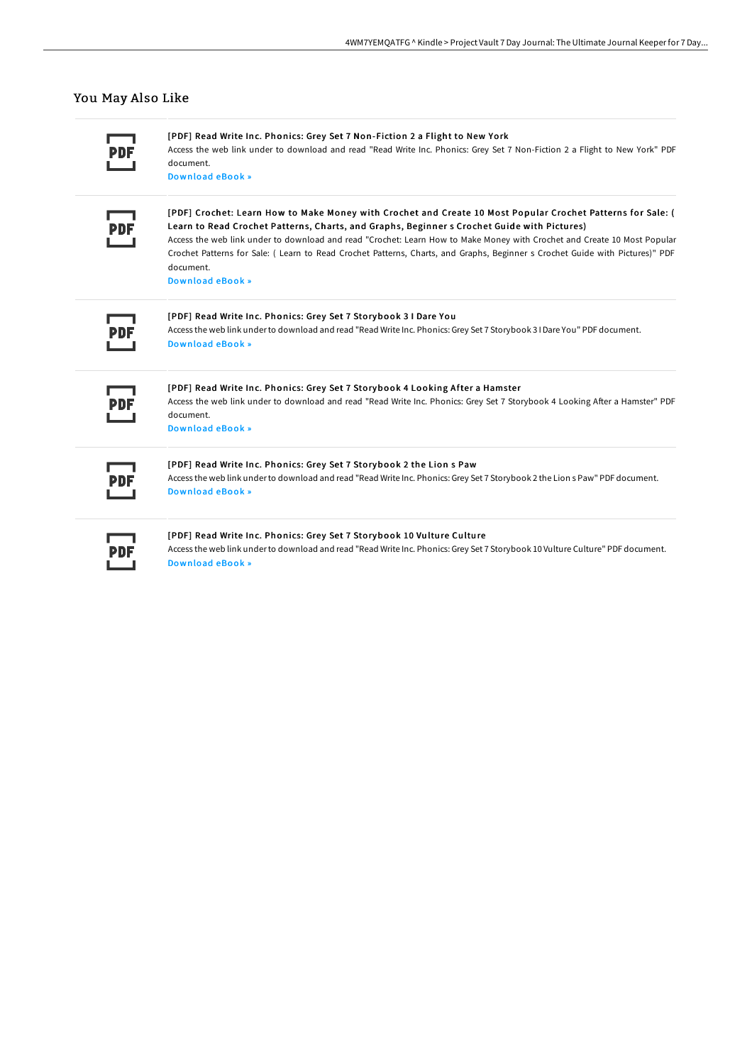## You May Also Like

**[PDF] Read Write Inc. Phonics: Grey Set 7 Non-Fiction 2 a Flight to New York**

Access the web link under to download and read "Read Write Inc. Phonics: Grey Set 7 Non-Fiction 2 a Flight to New York" PDF document.

Download eBook »

**[PDF] Crochet: Learn How to Make Money with Crochet and Create 10 Most Popular Crochet Patterns for Sale: ( Learn to Read Crochet Patterns, Charts, and Graphs, Beginner s Crochet Guide with Pictures)**

Access the web link under to download and read "Crochet: Learn How to Make Money with Crochet and Create 10 Most Popular Crochet Patterns for Sale: ( Learn to Read Crochet Patterns, Charts, and Graphs, Beginner s Crochet Guide with Pictures)" PDF document.

Download eBook »

**[PDF] Read Write Inc. Phonics: Grey Set 7 Storybook 3 I Dare You**

Access the web link under to download and read "Read Write Inc. Phonics: Grey Set 7 Storybook 3 I Dare You" PDF document.

Download eBook »

**[PDF] Read Write Inc. Phonics: Grey Set 7 Storybook 4 Looking After a Hamster**

Access the web link under to download and read "Read Write Inc. Phonics: Grey Set 7 Storybook 4 Looking After a Hamster" PDF document.

Download eBook »

**[PDF] Read Write Inc. Phonics: Grey Set 7 Storybook 2 the Lion s Paw**

Access the web link under to download and read "Read Write Inc. Phonics: Grey Set 7 Storybook 2 the Lion s Paw" PDF document.

Download eBook »

**[PDF] Read Write Inc. Phonics: Grey Set 7 Storybook 10 Vulture Culture**

Access the web link under to download and read "Read Write Inc. Phonics: Grey Set 7 Storybook 10 Vulture Culture" PDF document.

Download eBook »